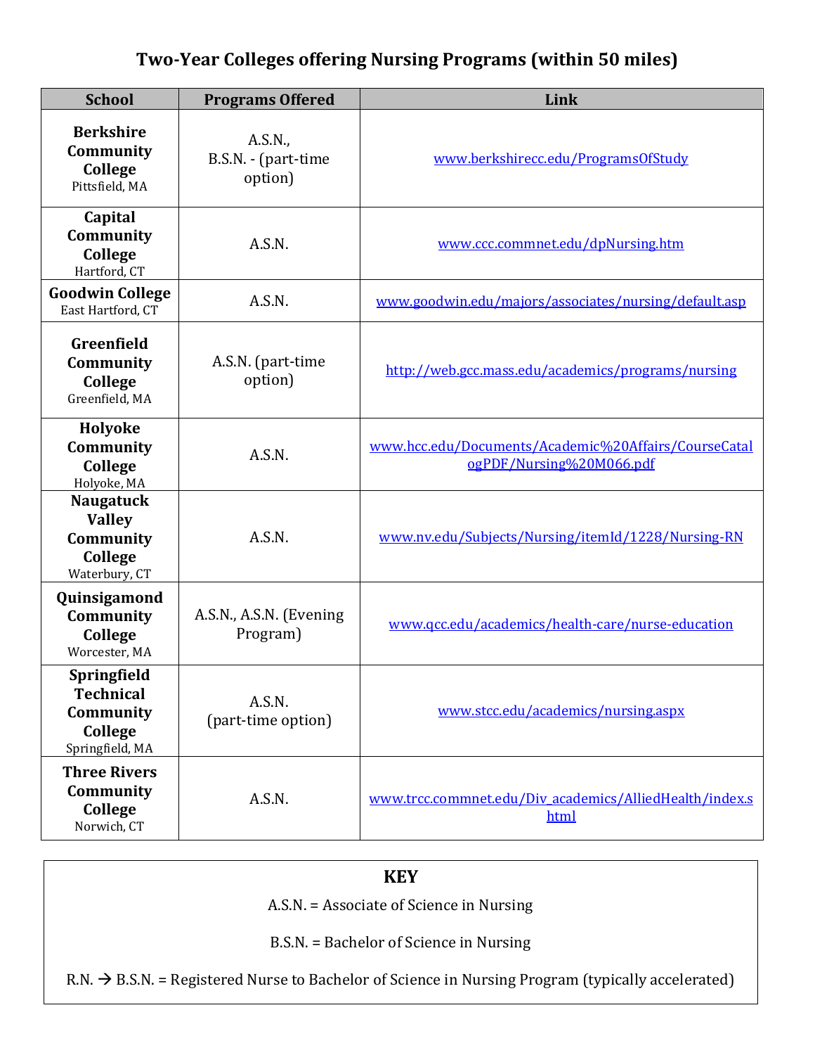# Two-Year Colleges offering Nursing Programs (within 50 miles)

| School | Programs Offered | Link |
|---|---|---|
| **Berkshire Community College** Pittsfield, MA | A.S.N., B.S.N. - (part-time option) | www.berkshirecc.edu/ProgramsOfStudy |
| **Capital Community College** Hartford, CT | A.S.N. | www.ccc.commnet.edu/dpNursing.htm |
| **Goodwin College** East Hartford, CT | A.S.N. | www.goodwin.edu/majors/associates/nursing/default.asp |
| **Greenfield Community College** Greenfield, MA | A.S.N. (part-time option) | http://web.gcc.mass.edu/academics/programs/nursing |
| **Holyoke Community College** Holyoke, MA | A.S.N. | www.hcc.edu/Documents/Academic%20Affairs/CourseCatalogPDF/Nursing%20M066.pdf |
| **Naugatuck Valley Community College** Waterbury, CT | A.S.N. | www.nv.edu/Subjects/Nursing/itemId/1228/Nursing-RN |
| **Quinsigamond Community College** Worcester, MA | A.S.N., A.S.N. (Evening Program) | www.qcc.edu/academics/health-care/nurse-education |
| **Springfield Technical Community College** Springfield, MA | A.S.N. (part-time option) | www.stcc.edu/academics/nursing.aspx |
| **Three Rivers Community College** Norwich, CT | A.S.N. | www.trcc.commnet.edu/Div_academics/AlliedHealth/index.shtml |

## KEY

A.S.N. = Associate of Science in Nursing

B.S.N. = Bachelor of Science in Nursing

R.N. → B.S.N. = Registered Nurse to Bachelor of Science in Nursing Program (typically accelerated)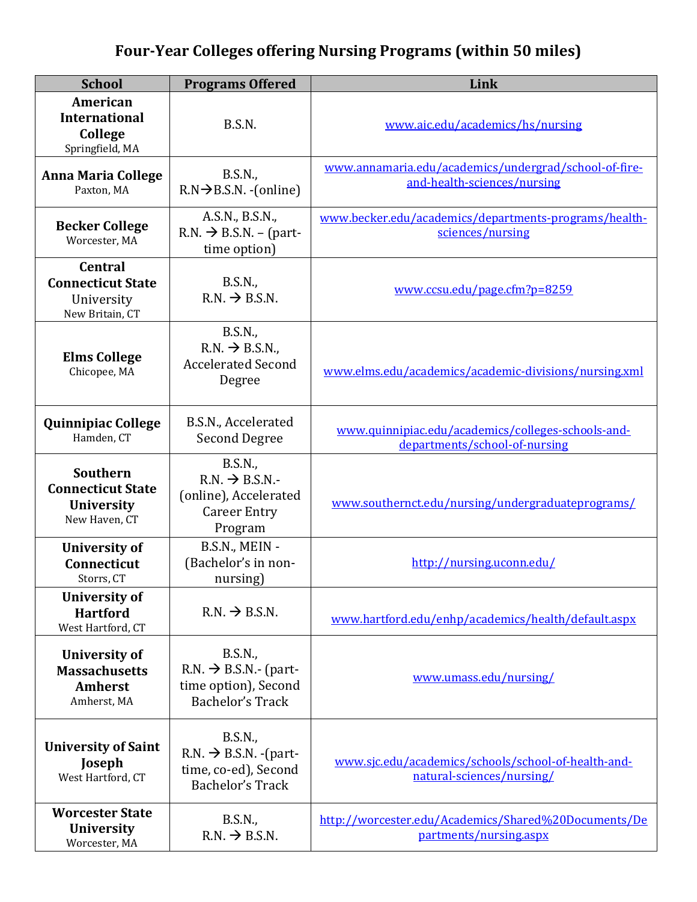# Four-Year Colleges offering Nursing Programs (within 50 miles)

| School | Programs Offered | Link |
|---|---|---|
| **American International College** Springfield, MA | B.S.N. | www.aic.edu/academics/hs/nursing |
| **Anna Maria College** Paxton, MA | B.S.N., R.N→B.S.N. -(online) | www.annamaria.edu/academics/undergrad/school-of-fire-and-health-sciences/nursing |
| **Becker College** Worcester, MA | A.S.N., B.S.N., R.N. → B.S.N. – (part-time option) | www.becker.edu/academics/departments-programs/health-sciences/nursing |
| **Central Connecticut State** University New Britain, CT | B.S.N., R.N. → B.S.N. | www.ccsu.edu/page.cfm?p=8259 |
| **Elms College** Chicopee, MA | B.S.N., R.N. → B.S.N., Accelerated Second Degree | www.elms.edu/academics/academic-divisions/nursing.xml |
| **Quinnipiac College** Hamden, CT | B.S.N., Accelerated Second Degree | www.quinnipiac.edu/academics/colleges-schools-and-departments/school-of-nursing |
| **Southern Connecticut State University** New Haven, CT | B.S.N., R.N. → B.S.N.- (online), Accelerated Career Entry Program | www.southernct.edu/nursing/undergraduateprograms/ |
| **University of Connecticut** Storrs, CT | B.S.N., MEIN - (Bachelor's in non-nursing) | http://nursing.uconn.edu/ |
| **University of Hartford** West Hartford, CT | R.N. → B.S.N. | www.hartford.edu/enhp/academics/health/default.aspx |
| **University of Massachusetts Amherst** Amherst, MA | B.S.N., R.N. → B.S.N.- (part-time option), Second Bachelor's Track | www.umass.edu/nursing/ |
| **University of Saint Joseph** West Hartford, CT | B.S.N., R.N. → B.S.N. -(part-time, co-ed), Second Bachelor's Track | www.sjc.edu/academics/schools/school-of-health-and-natural-sciences/nursing/ |
| **Worcester State University** Worcester, MA | B.S.N., R.N. → B.S.N. | http://worcester.edu/Academics/Shared%20Documents/Departments/nursing.aspx |